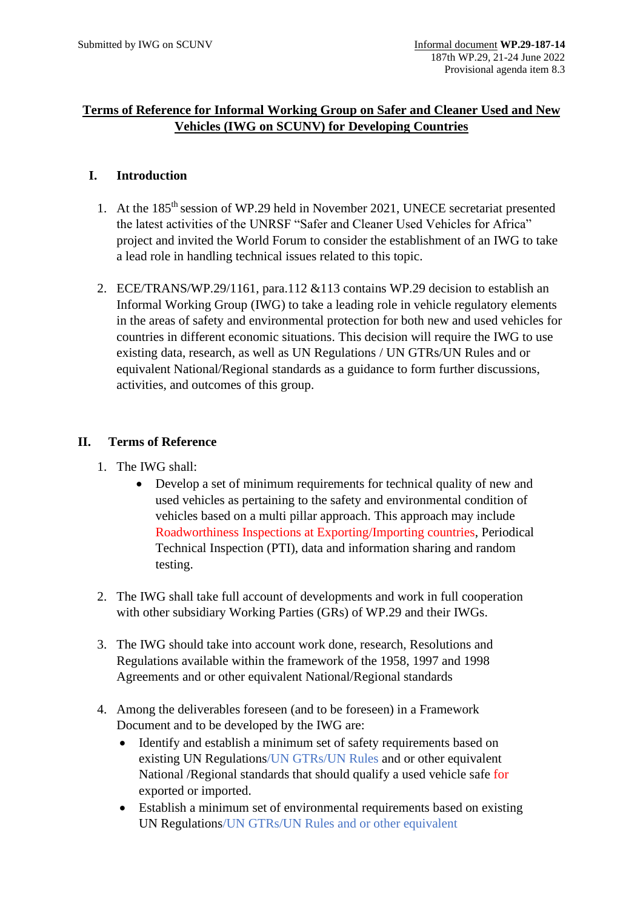Submitted by IWG on SCUNV

Informal document **WP.29-187-14**
187th WP.29, 21-24 June 2022
Provisional agenda item 8.3

# Terms of Reference for Informal Working Group on Safer and Cleaner Used and New Vehicles (IWG on SCUNV) for Developing Countries

## I. Introduction

1. At the 185th session of WP.29 held in November 2021, UNECE secretariat presented the latest activities of the UNRSF "Safer and Cleaner Used Vehicles for Africa" project and invited the World Forum to consider the establishment of an IWG to take a lead role in handling technical issues related to this topic.

2. ECE/TRANS/WP.29/1161, para.112 &113 contains WP.29 decision to establish an Informal Working Group (IWG) to take a leading role in vehicle regulatory elements in the areas of safety and environmental protection for both new and used vehicles for countries in different economic situations. This decision will require the IWG to use existing data, research, as well as UN Regulations / UN GTRs/UN Rules and or equivalent National/Regional standards as a guidance to form further discussions, activities, and outcomes of this group.

## II. Terms of Reference

1. The IWG shall:
   - Develop a set of minimum requirements for technical quality of new and used vehicles as pertaining to the safety and environmental condition of vehicles based on a multi pillar approach. This approach may include Roadworthiness Inspections at Exporting/Importing countries, Periodical Technical Inspection (PTI), data and information sharing and random testing.

2. The IWG shall take full account of developments and work in full cooperation with other subsidiary Working Parties (GRs) of WP.29 and their IWGs.

3. The IWG should take into account work done, research, Resolutions and Regulations available within the framework of the 1958, 1997 and 1998 Agreements and or other equivalent National/Regional standards

4. Among the deliverables foreseen (and to be foreseen) in a Framework Document and to be developed by the IWG are:
   - Identify and establish a minimum set of safety requirements based on existing UN Regulations/UN GTRs/UN Rules and or other equivalent National /Regional standards that should qualify a used vehicle safe for exported or imported.
   - Establish a minimum set of environmental requirements based on existing UN Regulations/UN GTRs/UN Rules and or other equivalent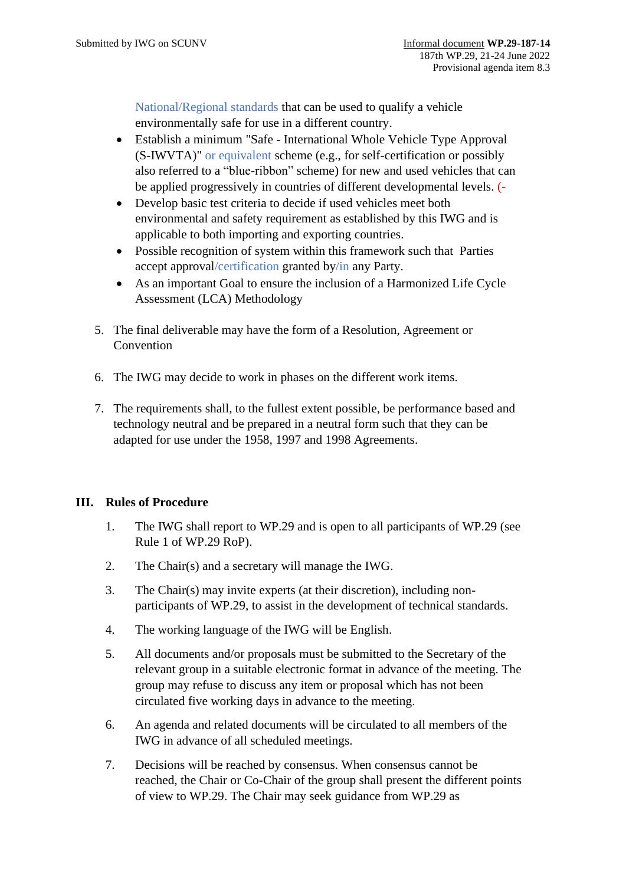National/Regional standards that can be used to qualify a vehicle environmentally safe for use in a different country.

- Establish a minimum "Safe - International Whole Vehicle Type Approval (S-IWVTA)" or equivalent scheme (e.g., for self-certification or possibly also referred to a “blue-ribbon” scheme) for new and used vehicles that can be applied progressively in countries of different developmental levels. (-
- Develop basic test criteria to decide if used vehicles meet both environmental and safety requirement as established by this IWG and is applicable to both importing and exporting countries.
- Possible recognition of system within this framework such that Parties accept approval/certification granted by/in any Party.
- As an important Goal to ensure the inclusion of a Harmonized Life Cycle Assessment (LCA) Methodology

5. The final deliverable may have the form of a Resolution, Agreement or Convention

6. The IWG may decide to work in phases on the different work items.

7. The requirements shall, to the fullest extent possible, be performance based and technology neutral and be prepared in a neutral form such that they can be adapted for use under the 1958, 1997 and 1998 Agreements.

## III. Rules of Procedure

1. The IWG shall report to WP.29 and is open to all participants of WP.29 (see Rule 1 of WP.29 RoP).

2. The Chair(s) and a secretary will manage the IWG.

3. The Chair(s) may invite experts (at their discretion), including non-participants of WP.29, to assist in the development of technical standards.

4. The working language of the IWG will be English.

5. All documents and/or proposals must be submitted to the Secretary of the relevant group in a suitable electronic format in advance of the meeting. The group may refuse to discuss any item or proposal which has not been circulated five working days in advance to the meeting.

6. An agenda and related documents will be circulated to all members of the IWG in advance of all scheduled meetings.

7. Decisions will be reached by consensus. When consensus cannot be reached, the Chair or Co-Chair of the group shall present the different points of view to WP.29. The Chair may seek guidance from WP.29 as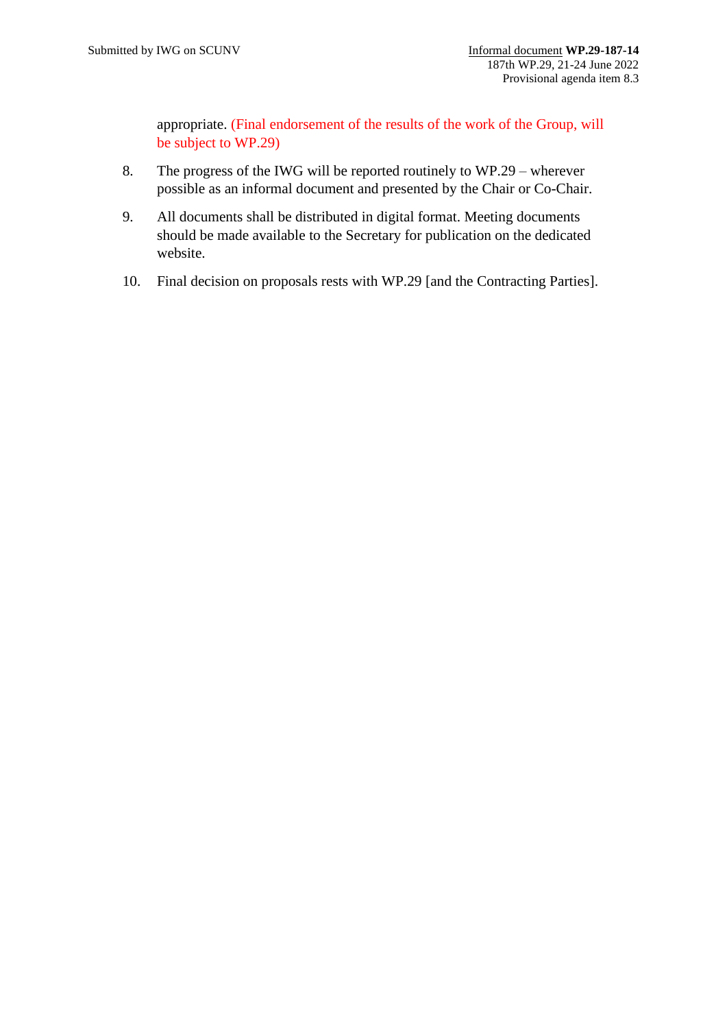appropriate. (Final endorsement of the results of the work of the Group, will be subject to WP.29)

8. The progress of the IWG will be reported routinely to WP.29 – wherever possible as an informal document and presented by the Chair or Co-Chair.

9. All documents shall be distributed in digital format. Meeting documents should be made available to the Secretary for publication on the dedicated website.

10. Final decision on proposals rests with WP.29 [and the Contracting Parties].